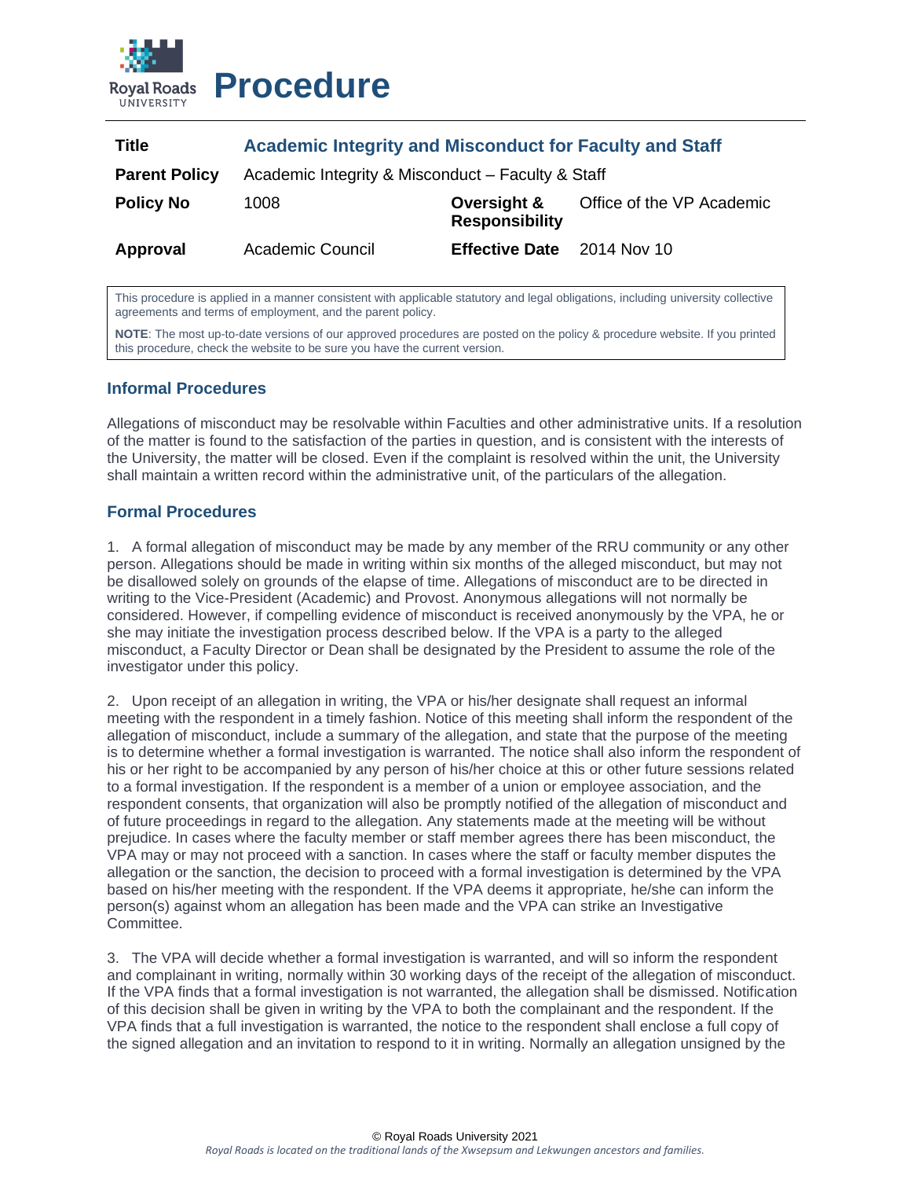# Procedure

| | | | |
|---|---|---|---|
| **Title** | **Academic Integrity and Misconduct for Faculty and Staff** | | |
| **Parent Policy** | Academic Integrity & Misconduct – Faculty & Staff | | |
| **Policy No** | 1008 | **Oversight & Responsibility** | Office of the VP Academic |
| **Approval** | Academic Council | **Effective Date** | 2014 Nov 10 |

This procedure is applied in a manner consistent with applicable statutory and legal obligations, including university collective agreements and terms of employment, and the parent policy.

**NOTE**: The most up-to-date versions of our approved procedures are posted on the policy & procedure website. If you printed this procedure, check the website to be sure you have the current version.

## Informal Procedures

Allegations of misconduct may be resolvable within Faculties and other administrative units. If a resolution of the matter is found to the satisfaction of the parties in question, and is consistent with the interests of the University, the matter will be closed. Even if the complaint is resolved within the unit, the University shall maintain a written record within the administrative unit, of the particulars of the allegation.

## Formal Procedures

1. A formal allegation of misconduct may be made by any member of the RRU community or any other person. Allegations should be made in writing within six months of the alleged misconduct, but may not be disallowed solely on grounds of the elapse of time. Allegations of misconduct are to be directed in writing to the Vice-President (Academic) and Provost. Anonymous allegations will not normally be considered. However, if compelling evidence of misconduct is received anonymously by the VPA, he or she may initiate the investigation process described below. If the VPA is a party to the alleged misconduct, a Faculty Director or Dean shall be designated by the President to assume the role of the investigator under this policy.

2. Upon receipt of an allegation in writing, the VPA or his/her designate shall request an informal meeting with the respondent in a timely fashion. Notice of this meeting shall inform the respondent of the allegation of misconduct, include a summary of the allegation, and state that the purpose of the meeting is to determine whether a formal investigation is warranted. The notice shall also inform the respondent of his or her right to be accompanied by any person of his/her choice at this or other future sessions related to a formal investigation. If the respondent is a member of a union or employee association, and the respondent consents, that organization will also be promptly notified of the allegation of misconduct and of future proceedings in regard to the allegation. Any statements made at the meeting will be without prejudice. In cases where the faculty member or staff member agrees there has been misconduct, the VPA may or may not proceed with a sanction. In cases where the staff or faculty member disputes the allegation or the sanction, the decision to proceed with a formal investigation is determined by the VPA based on his/her meeting with the respondent. If the VPA deems it appropriate, he/she can inform the person(s) against whom an allegation has been made and the VPA can strike an Investigative Committee.

3. The VPA will decide whether a formal investigation is warranted, and will so inform the respondent and complainant in writing, normally within 30 working days of the receipt of the allegation of misconduct. If the VPA finds that a formal investigation is not warranted, the allegation shall be dismissed. Notification of this decision shall be given in writing by the VPA to both the complainant and the respondent. If the VPA finds that a full investigation is warranted, the notice to the respondent shall enclose a full copy of the signed allegation and an invitation to respond to it in writing. Normally an allegation unsigned by the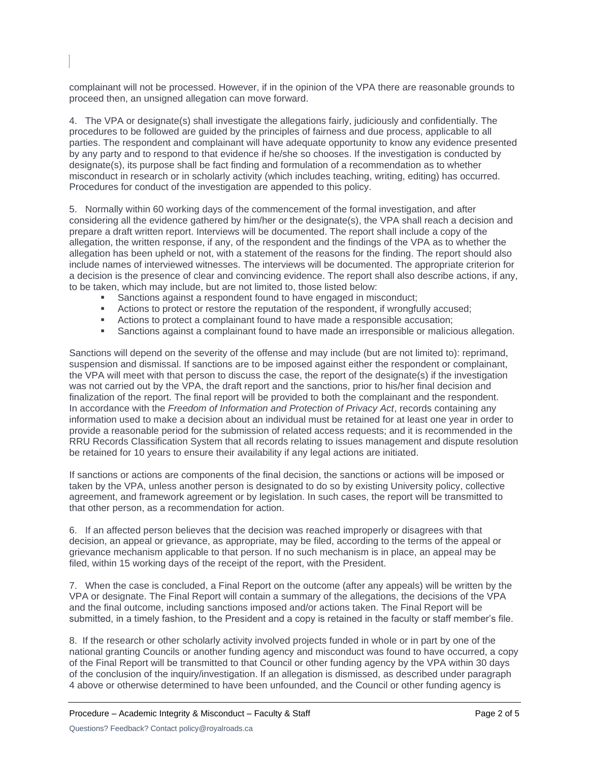complainant will not be processed. However, if in the opinion of the VPA there are reasonable grounds to proceed then, an unsigned allegation can move forward.

4. The VPA or designate(s) shall investigate the allegations fairly, judiciously and confidentially. The procedures to be followed are guided by the principles of fairness and due process, applicable to all parties. The respondent and complainant will have adequate opportunity to know any evidence presented by any party and to respond to that evidence if he/she so chooses. If the investigation is conducted by designate(s), its purpose shall be fact finding and formulation of a recommendation as to whether misconduct in research or in scholarly activity (which includes teaching, writing, editing) has occurred. Procedures for conduct of the investigation are appended to this policy.

5. Normally within 60 working days of the commencement of the formal investigation, and after considering all the evidence gathered by him/her or the designate(s), the VPA shall reach a decision and prepare a draft written report. Interviews will be documented. The report shall include a copy of the allegation, the written response, if any, of the respondent and the findings of the VPA as to whether the allegation has been upheld or not, with a statement of the reasons for the finding. The report should also include names of interviewed witnesses. The interviews will be documented. The appropriate criterion for a decision is the presence of clear and convincing evidence. The report shall also describe actions, if any, to be taken, which may include, but are not limited to, those listed below:

- Sanctions against a respondent found to have engaged in misconduct;
- Actions to protect or restore the reputation of the respondent, if wrongfully accused;
- Actions to protect a complainant found to have made a responsible accusation;
- Sanctions against a complainant found to have made an irresponsible or malicious allegation.

Sanctions will depend on the severity of the offense and may include (but are not limited to): reprimand, suspension and dismissal. If sanctions are to be imposed against either the respondent or complainant, the VPA will meet with that person to discuss the case, the report of the designate(s) if the investigation was not carried out by the VPA, the draft report and the sanctions, prior to his/her final decision and finalization of the report. The final report will be provided to both the complainant and the respondent. In accordance with the *Freedom of Information and Protection of Privacy Act*, records containing any information used to make a decision about an individual must be retained for at least one year in order to provide a reasonable period for the submission of related access requests; and it is recommended in the RRU Records Classification System that all records relating to issues management and dispute resolution be retained for 10 years to ensure their availability if any legal actions are initiated.

If sanctions or actions are components of the final decision, the sanctions or actions will be imposed or taken by the VPA, unless another person is designated to do so by existing University policy, collective agreement, and framework agreement or by legislation. In such cases, the report will be transmitted to that other person, as a recommendation for action.

6. If an affected person believes that the decision was reached improperly or disagrees with that decision, an appeal or grievance, as appropriate, may be filed, according to the terms of the appeal or grievance mechanism applicable to that person. If no such mechanism is in place, an appeal may be filed, within 15 working days of the receipt of the report, with the President.

7. When the case is concluded, a Final Report on the outcome (after any appeals) will be written by the VPA or designate. The Final Report will contain a summary of the allegations, the decisions of the VPA and the final outcome, including sanctions imposed and/or actions taken. The Final Report will be submitted, in a timely fashion, to the President and a copy is retained in the faculty or staff member's file.

8. If the research or other scholarly activity involved projects funded in whole or in part by one of the national granting Councils or another funding agency and misconduct was found to have occurred, a copy of the Final Report will be transmitted to that Council or other funding agency by the VPA within 30 days of the conclusion of the inquiry/investigation. If an allegation is dismissed, as described under paragraph 4 above or otherwise determined to have been unfounded, and the Council or other funding agency is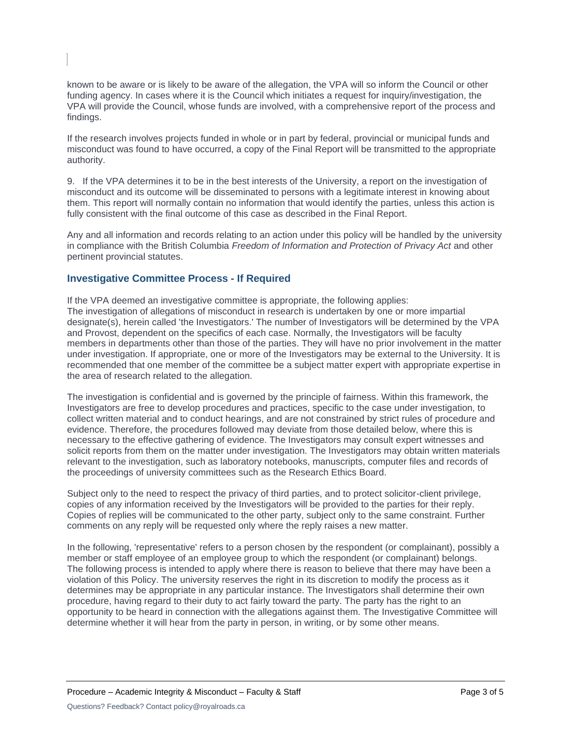known to be aware or is likely to be aware of the allegation, the VPA will so inform the Council or other funding agency. In cases where it is the Council which initiates a request for inquiry/investigation, the VPA will provide the Council, whose funds are involved, with a comprehensive report of the process and findings.

If the research involves projects funded in whole or in part by federal, provincial or municipal funds and misconduct was found to have occurred, a copy of the Final Report will be transmitted to the appropriate authority.

9. If the VPA determines it to be in the best interests of the University, a report on the investigation of misconduct and its outcome will be disseminated to persons with a legitimate interest in knowing about them. This report will normally contain no information that would identify the parties, unless this action is fully consistent with the final outcome of this case as described in the Final Report.

Any and all information and records relating to an action under this policy will be handled by the university in compliance with the British Columbia *Freedom of Information and Protection of Privacy Act* and other pertinent provincial statutes.

## Investigative Committee Process - If Required

If the VPA deemed an investigative committee is appropriate, the following applies:
The investigation of allegations of misconduct in research is undertaken by one or more impartial designate(s), herein called 'the Investigators.' The number of Investigators will be determined by the VPA and Provost, dependent on the specifics of each case. Normally, the Investigators will be faculty members in departments other than those of the parties. They will have no prior involvement in the matter under investigation. If appropriate, one or more of the Investigators may be external to the University. It is recommended that one member of the committee be a subject matter expert with appropriate expertise in the area of research related to the allegation.

The investigation is confidential and is governed by the principle of fairness. Within this framework, the Investigators are free to develop procedures and practices, specific to the case under investigation, to collect written material and to conduct hearings, and are not constrained by strict rules of procedure and evidence. Therefore, the procedures followed may deviate from those detailed below, where this is necessary to the effective gathering of evidence. The Investigators may consult expert witnesses and solicit reports from them on the matter under investigation. The Investigators may obtain written materials relevant to the investigation, such as laboratory notebooks, manuscripts, computer files and records of the proceedings of university committees such as the Research Ethics Board.

Subject only to the need to respect the privacy of third parties, and to protect solicitor-client privilege, copies of any information received by the Investigators will be provided to the parties for their reply. Copies of replies will be communicated to the other party, subject only to the same constraint. Further comments on any reply will be requested only where the reply raises a new matter.

In the following, 'representative' refers to a person chosen by the respondent (or complainant), possibly a member or staff employee of an employee group to which the respondent (or complainant) belongs. The following process is intended to apply where there is reason to believe that there may have been a violation of this Policy. The university reserves the right in its discretion to modify the process as it determines may be appropriate in any particular instance. The Investigators shall determine their own procedure, having regard to their duty to act fairly toward the party. The party has the right to an opportunity to be heard in connection with the allegations against them. The Investigative Committee will determine whether it will hear from the party in person, in writing, or by some other means.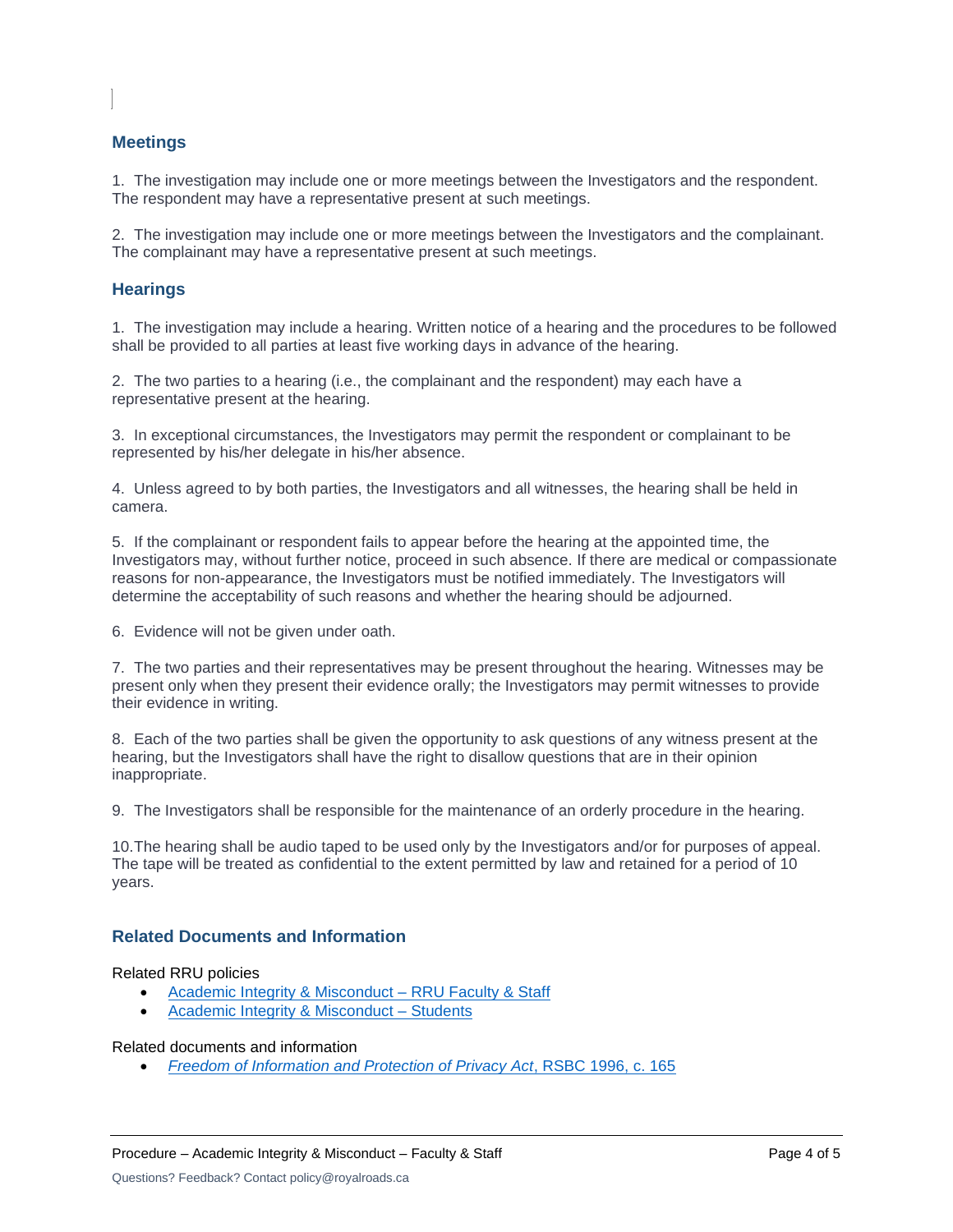## Meetings

1. The investigation may include one or more meetings between the Investigators and the respondent. The respondent may have a representative present at such meetings.

2. The investigation may include one or more meetings between the Investigators and the complainant. The complainant may have a representative present at such meetings.

## Hearings

1. The investigation may include a hearing. Written notice of a hearing and the procedures to be followed shall be provided to all parties at least five working days in advance of the hearing.

2. The two parties to a hearing (i.e., the complainant and the respondent) may each have a representative present at the hearing.

3. In exceptional circumstances, the Investigators may permit the respondent or complainant to be represented by his/her delegate in his/her absence.

4. Unless agreed to by both parties, the Investigators and all witnesses, the hearing shall be held in camera.

5. If the complainant or respondent fails to appear before the hearing at the appointed time, the Investigators may, without further notice, proceed in such absence. If there are medical or compassionate reasons for non-appearance, the Investigators must be notified immediately. The Investigators will determine the acceptability of such reasons and whether the hearing should be adjourned.

6. Evidence will not be given under oath.

7. The two parties and their representatives may be present throughout the hearing. Witnesses may be present only when they present their evidence orally; the Investigators may permit witnesses to provide their evidence in writing.

8. Each of the two parties shall be given the opportunity to ask questions of any witness present at the hearing, but the Investigators shall have the right to disallow questions that are in their opinion inappropriate.

9. The Investigators shall be responsible for the maintenance of an orderly procedure in the hearing.

10. The hearing shall be audio taped to be used only by the Investigators and/or for purposes of appeal. The tape will be treated as confidential to the extent permitted by law and retained for a period of 10 years.

## Related Documents and Information

Related RRU policies

- Academic Integrity & Misconduct – RRU Faculty & Staff
- Academic Integrity & Misconduct – Students

Related documents and information

- *Freedom of Information and Protection of Privacy Act*, RSBC 1996, c. 165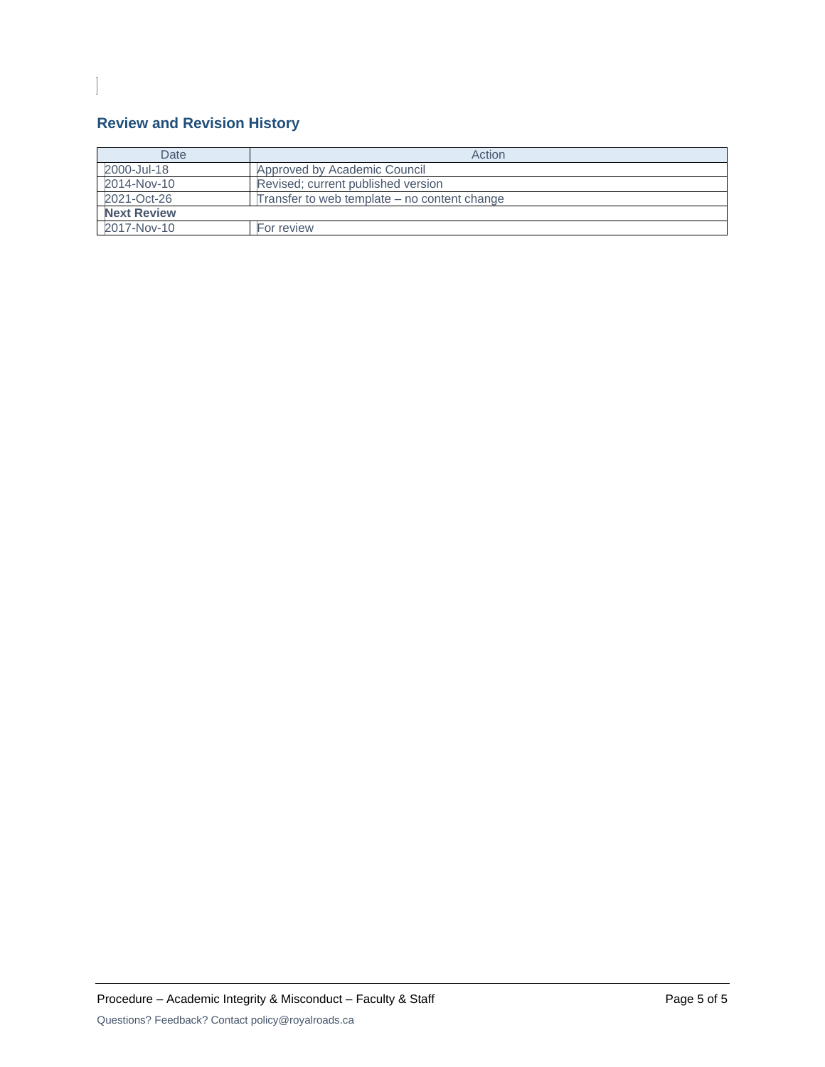## Review and Revision History

| Date | Action |
| --- | --- |
| 2000-Jul-18 | Approved by Academic Council |
| 2014-Nov-10 | Revised; current published version |
| 2021-Oct-26 | Transfer to web template – no content change |
| **Next Review** | |
| 2017-Nov-10 | For review |